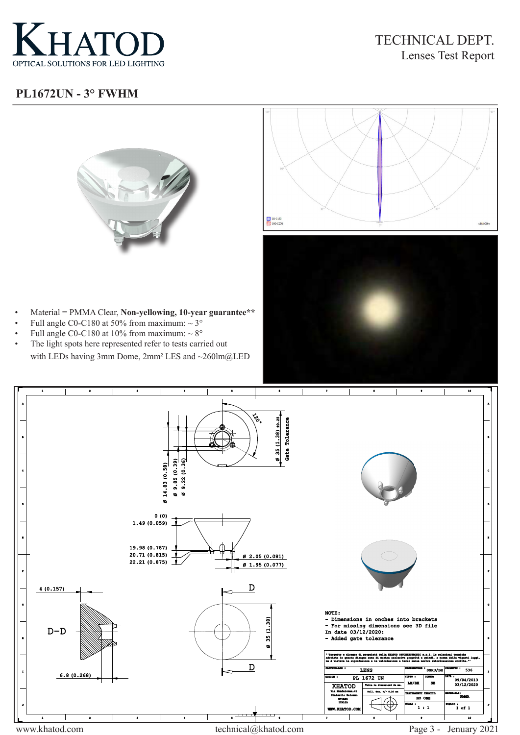KHATOD
OPTICAL SOLUTIONS FOR LED LIGHTING

TECHNICAL DEPT.
Lenses Test Report

## PL1672UN - 3° FWHM

- Material = PMMA Clear, **Non-yellowing, 10-year guarantee****
- Full angle C0-C180 at 50% from maximum: ~ 3°
- Full angle C0-C180 at 10% from maximum: ~ 8°
- The light spots here represented refer to tests carried out with LEDs having 3mm Dome, 2mm² LES and ~260lm@LED

NOTE:
- Dimensions in onches into brackets
- For missing dimensions see 3D file

In date 03/12/2020:
- Added gate tolerance

"Progetto e disegno di proprietà della KHATOD OPTOELECTRONIC s.r.l. le soluzioni tecniche adottate in questo disegno sono di nostra esclusiva proprietà e quindi, a norma delle vigenti leggi, ne è vietata la riproduzione e la veicolazione a terzi senza nostra autorizzazione scritta."

| PARTICOLARE : | LENS | DISEGNATORE : SSRU/BH | PROGETTO : 536 |
|---|---|---|---|
| CODICE : | PL 1672 UN | VISTO : LM/BH — CONTR: SB | DATA : 09/04/2013 03/12/2020 |
| KHATOD Via Monfalcone,41 Cinisello Balsamo MILANO ITALIA WWW.KHATOD.COM | Tutte le dimensioni in mm. Toll. Gen. +/- 0.20 mm | TRATTAMENTI TERMICI: NO ONE | MATERIALE: PMMA |
| | | SCALA : 1 : 1 | FOGLIO : 1 of 1 |

www.khatod.com technical@khatod.com January 2021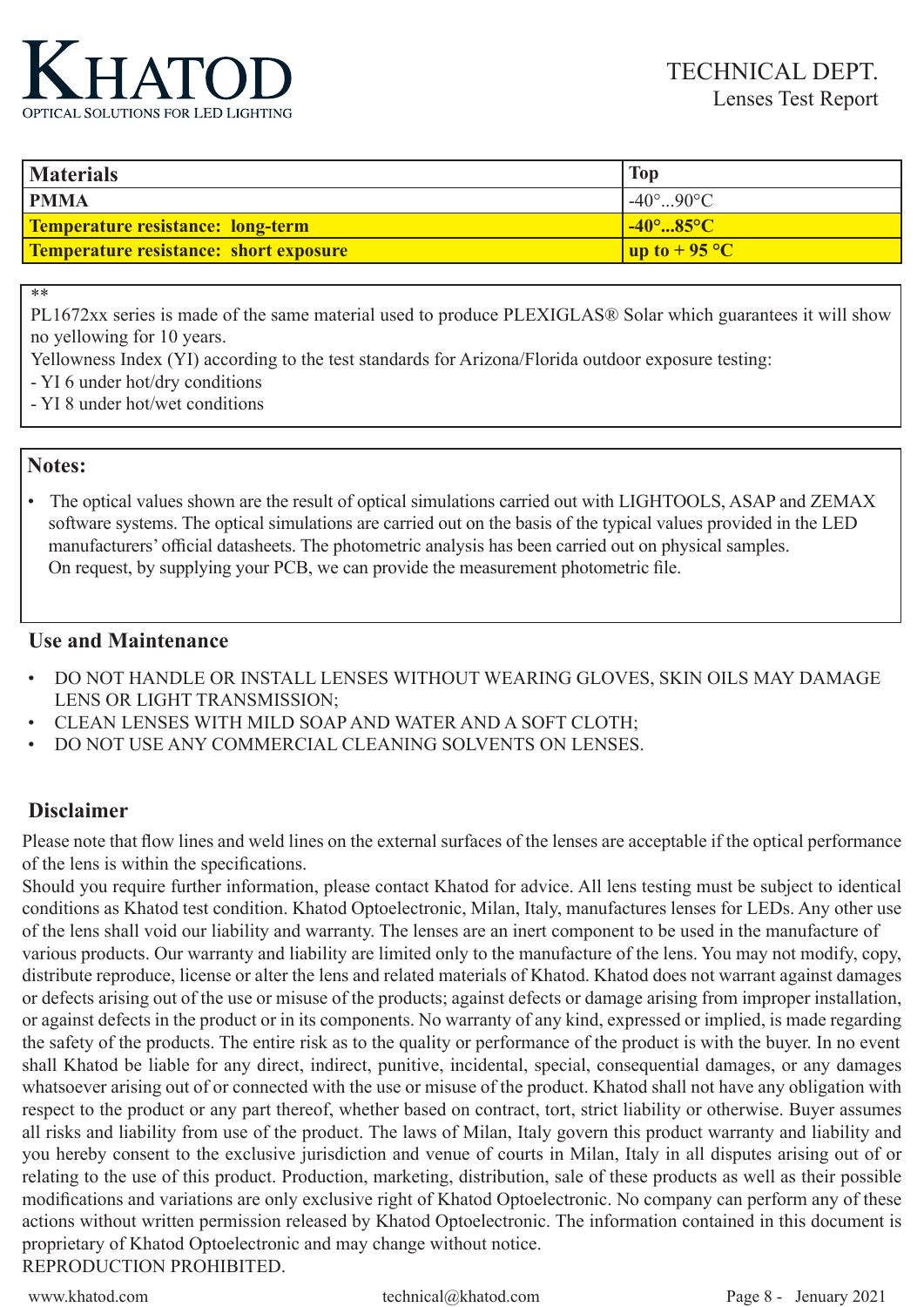| Materials | Top |
|---|---|
| **PMMA** | -40°...90°C |
| **Temperature resistance: long-term** | **-40°...85°C** |
| **Temperature resistance: short exposure** | **up to + 95 °C** |

**

PL1672xx series is made of the same material used to produce PLEXIGLAS® Solar which guarantees it will show no yellowing for 10 years.
Yellowness Index (YI) according to the test standards for Arizona/Florida outdoor exposure testing:
- YI 6 under hot/dry conditions
- YI 8 under hot/wet conditions

## Notes:

- The optical values shown are the result of optical simulations carried out with LIGHTOOLS, ASAP and ZEMAX software systems. The optical simulations are carried out on the basis of the typical values provided in the LED manufacturers' official datasheets. The photometric analysis has been carried out on physical samples.
  On request, by supplying your PCB, we can provide the measurement photometric file.

## Use and Maintenance

- DO NOT HANDLE OR INSTALL LENSES WITHOUT WEARING GLOVES, SKIN OILS MAY DAMAGE LENS OR LIGHT TRANSMISSION;
- CLEAN LENSES WITH MILD SOAP AND WATER AND A SOFT CLOTH;
- DO NOT USE ANY COMMERCIAL CLEANING SOLVENTS ON LENSES.

## Disclaimer

Please note that flow lines and weld lines on the external surfaces of the lenses are acceptable if the optical performance of the lens is within the specifications.
Should you require further information, please contact Khatod for advice. All lens testing must be subject to identical conditions as Khatod test condition. Khatod Optoelectronic, Milan, Italy, manufactures lenses for LEDs. Any other use of the lens shall void our liability and warranty. The lenses are an inert component to be used in the manufacture of various products. Our warranty and liability are limited only to the manufacture of the lens. You may not modify, copy, distribute reproduce, license or alter the lens and related materials of Khatod. Khatod does not warrant against damages or defects arising out of the use or misuse of the products; against defects or damage arising from improper installation, or against defects in the product or in its components. No warranty of any kind, expressed or implied, is made regarding the safety of the products. The entire risk as to the quality or performance of the product is with the buyer. In no event shall Khatod be liable for any direct, indirect, punitive, incidental, special, consequential damages, or any damages whatsoever arising out of or connected with the use or misuse of the product. Khatod shall not have any obligation with respect to the product or any part thereof, whether based on contract, tort, strict liability or otherwise. Buyer assumes all risks and liability from use of the product. The laws of Milan, Italy govern this product warranty and liability and you hereby consent to the exclusive jurisdiction and venue of courts in Milan, Italy in all disputes arising out of or relating to the use of this product. Production, marketing, distribution, sale of these products as well as their possible modifications and variations are only exclusive right of Khatod Optoelectronic. No company can perform any of these actions without written permission released by Khatod Optoelectronic. The information contained in this document is proprietary of Khatod Optoelectronic and may change without notice.
REPRODUCTION PROHIBITED.